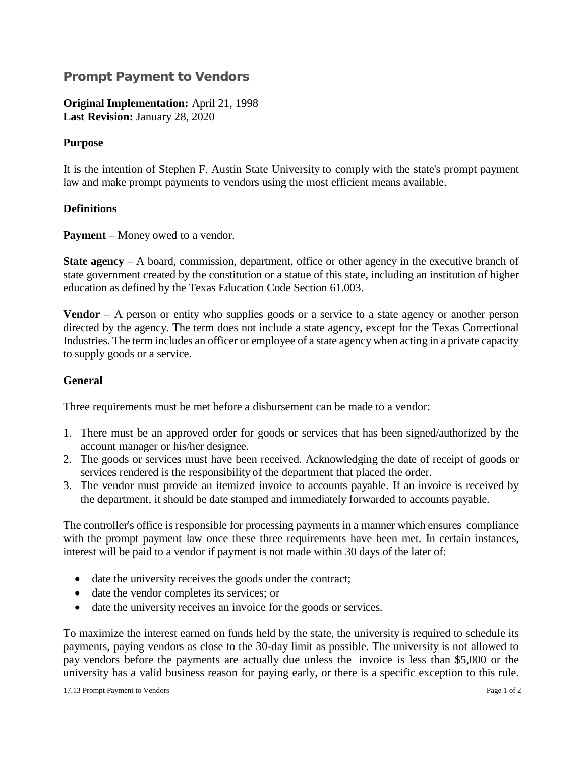# Prompt Payment to Vendors

**Original Implementation:** April 21, 1998
**Last Revision:** January 28, 2020

## Purpose

It is the intention of Stephen F. Austin State University to comply with the state's prompt payment law and make prompt payments to vendors using the most efficient means available.

## Definitions

**Payment** – Money owed to a vendor.

**State agency** – A board, commission, department, office or other agency in the executive branch of state government created by the constitution or a statue of this state, including an institution of higher education as defined by the Texas Education Code Section 61.003.

**Vendor** – A person or entity who supplies goods or a service to a state agency or another person directed by the agency. The term does not include a state agency, except for the Texas Correctional Industries. The term includes an officer or employee of a state agency when acting in a private capacity to supply goods or a service.

## General

Three requirements must be met before a disbursement can be made to a vendor:

1. There must be an approved order for goods or services that has been signed/authorized by the account manager or his/her designee.
2. The goods or services must have been received. Acknowledging the date of receipt of goods or services rendered is the responsibility of the department that placed the order.
3. The vendor must provide an itemized invoice to accounts payable. If an invoice is received by the department, it should be date stamped and immediately forwarded to accounts payable.

The controller's office is responsible for processing payments in a manner which ensures compliance with the prompt payment law once these three requirements have been met. In certain instances, interest will be paid to a vendor if payment is not made within 30 days of the later of:

- date the university receives the goods under the contract;
- date the vendor completes its services; or
- date the university receives an invoice for the goods or services.

To maximize the interest earned on funds held by the state, the university is required to schedule its payments, paying vendors as close to the 30-day limit as possible. The university is not allowed to pay vendors before the payments are actually due unless the invoice is less than $5,000 or the university has a valid business reason for paying early, or there is a specific exception to this rule.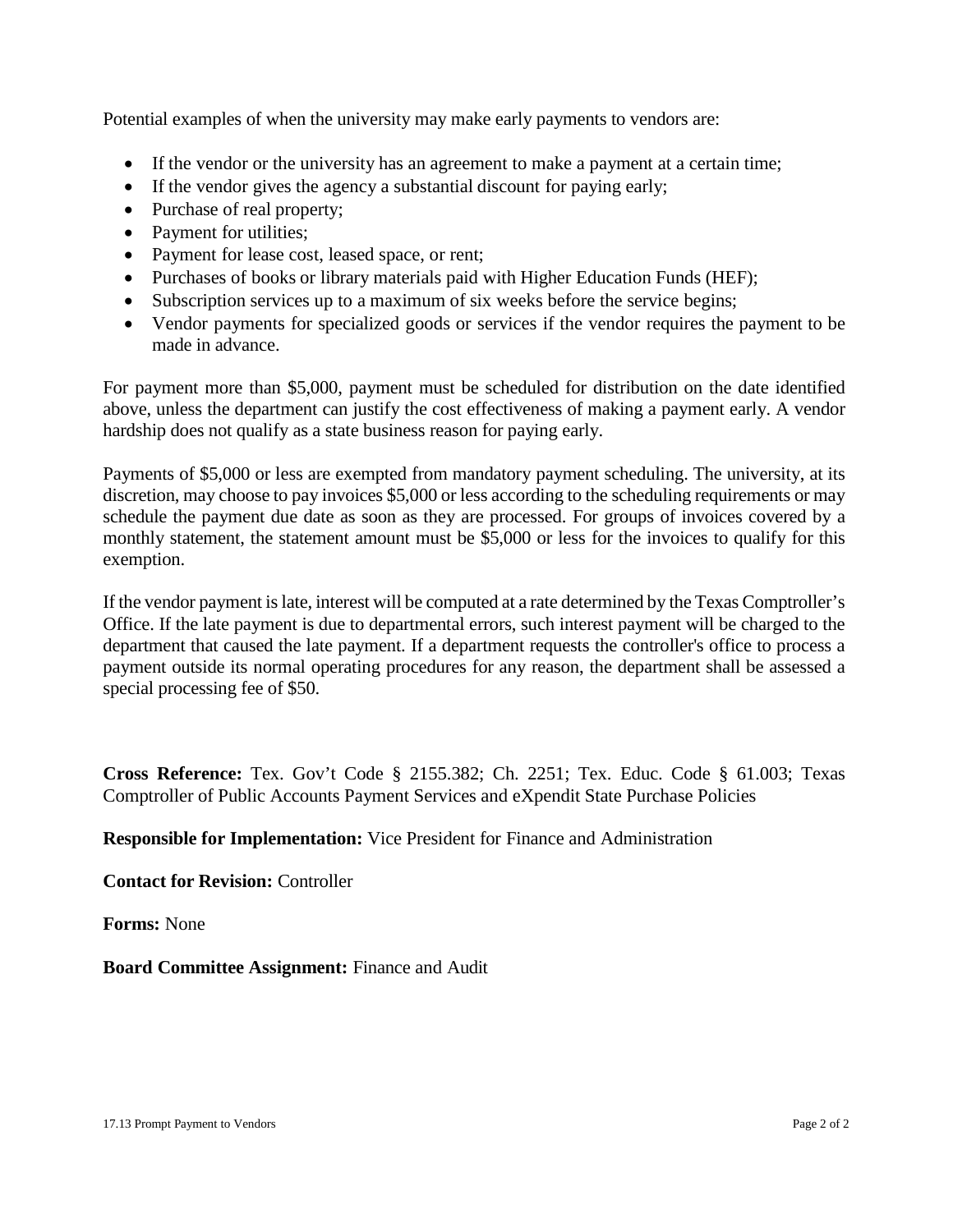Potential examples of when the university may make early payments to vendors are:

- If the vendor or the university has an agreement to make a payment at a certain time;
- If the vendor gives the agency a substantial discount for paying early;
- Purchase of real property;
- Payment for utilities;
- Payment for lease cost, leased space, or rent;
- Purchases of books or library materials paid with Higher Education Funds (HEF);
- Subscription services up to a maximum of six weeks before the service begins;
- Vendor payments for specialized goods or services if the vendor requires the payment to be made in advance.

For payment more than $5,000, payment must be scheduled for distribution on the date identified above, unless the department can justify the cost effectiveness of making a payment early. A vendor hardship does not qualify as a state business reason for paying early.

Payments of $5,000 or less are exempted from mandatory payment scheduling. The university, at its discretion, may choose to pay invoices $5,000 or less according to the scheduling requirements or may schedule the payment due date as soon as they are processed. For groups of invoices covered by a monthly statement, the statement amount must be $5,000 or less for the invoices to qualify for this exemption.

If the vendor payment is late, interest will be computed at a rate determined by the Texas Comptroller's Office. If the late payment is due to departmental errors, such interest payment will be charged to the department that caused the late payment. If a department requests the controller's office to process a payment outside its normal operating procedures for any reason, the department shall be assessed a special processing fee of $50.

**Cross Reference:** Tex. Gov't Code § 2155.382; Ch. 2251; Tex. Educ. Code § 61.003; Texas Comptroller of Public Accounts Payment Services and eXpendit State Purchase Policies

**Responsible for Implementation:** Vice President for Finance and Administration

**Contact for Revision:** Controller

**Forms:** None

**Board Committee Assignment:** Finance and Audit